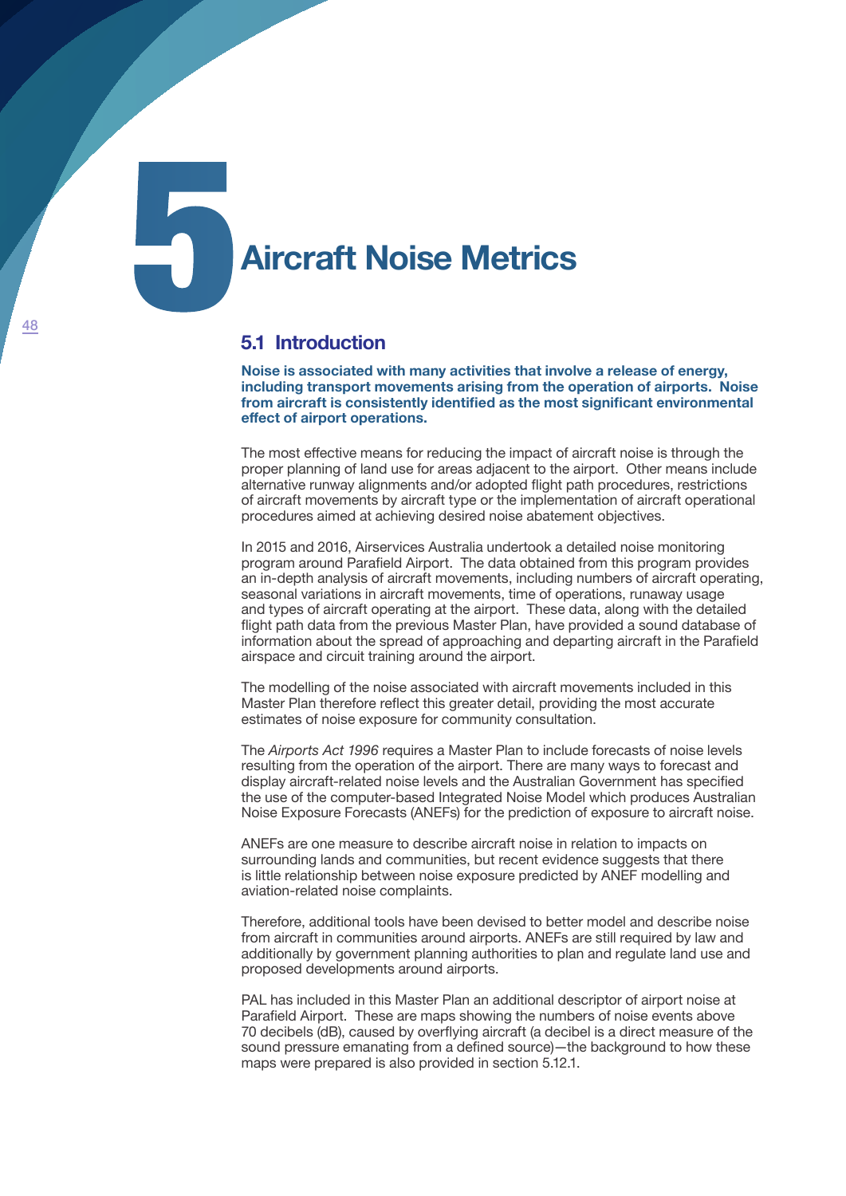# 5 Aircraft Noise Metrics

## 5.1 Introduction

**Noise is associated with many activities that involve a release of energy, including transport movements arising from the operation of airports. Noise from aircraft is consistently identified as the most significant environmental effect of airport operations.**

The most effective means for reducing the impact of aircraft noise is through the proper planning of land use for areas adjacent to the airport. Other means include alternative runway alignments and/or adopted flight path procedures, restrictions of aircraft movements by aircraft type or the implementation of aircraft operational procedures aimed at achieving desired noise abatement objectives.

In 2015 and 2016, Airservices Australia undertook a detailed noise monitoring program around Parafield Airport. The data obtained from this program provides an in-depth analysis of aircraft movements, including numbers of aircraft operating, seasonal variations in aircraft movements, time of operations, runaway usage and types of aircraft operating at the airport. These data, along with the detailed flight path data from the previous Master Plan, have provided a sound database of information about the spread of approaching and departing aircraft in the Parafield airspace and circuit training around the airport.

The modelling of the noise associated with aircraft movements included in this Master Plan therefore reflect this greater detail, providing the most accurate estimates of noise exposure for community consultation.

The *Airports Act 1996* requires a Master Plan to include forecasts of noise levels resulting from the operation of the airport. There are many ways to forecast and display aircraft-related noise levels and the Australian Government has specified the use of the computer-based Integrated Noise Model which produces Australian Noise Exposure Forecasts (ANEFs) for the prediction of exposure to aircraft noise.

ANEFs are one measure to describe aircraft noise in relation to impacts on surrounding lands and communities, but recent evidence suggests that there is little relationship between noise exposure predicted by ANEF modelling and aviation-related noise complaints.

Therefore, additional tools have been devised to better model and describe noise from aircraft in communities around airports. ANEFs are still required by law and additionally by government planning authorities to plan and regulate land use and proposed developments around airports.

PAL has included in this Master Plan an additional descriptor of airport noise at Parafield Airport. These are maps showing the numbers of noise events above 70 decibels (dB), caused by overflying aircraft (a decibel is a direct measure of the sound pressure emanating from a defined source)—the background to how these maps were prepared is also provided in section 5.12.1.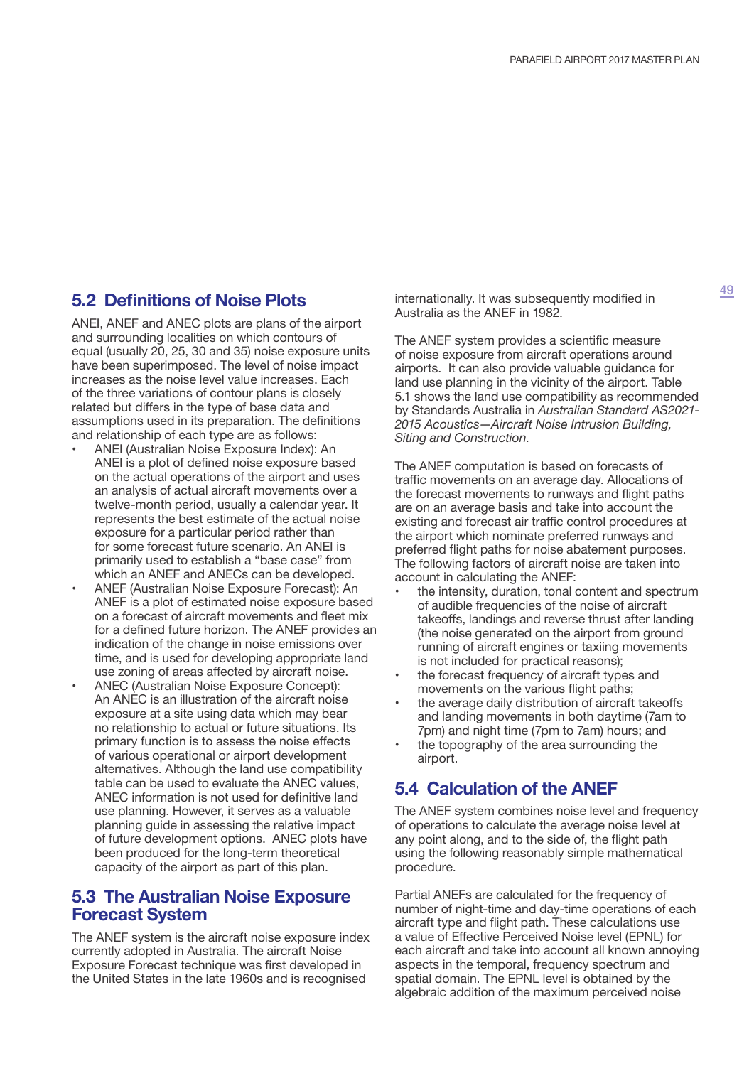## 5.2 Definitions of Noise Plots

ANEI, ANEF and ANEC plots are plans of the airport and surrounding localities on which contours of equal (usually 20, 25, 30 and 35) noise exposure units have been superimposed. The level of noise impact increases as the noise level value increases. Each of the three variations of contour plans is closely related but differs in the type of base data and assumptions used in its preparation. The definitions and relationship of each type are as follows:

- ANEI (Australian Noise Exposure Index): An ANEI is a plot of defined noise exposure based on the actual operations of the airport and uses an analysis of actual aircraft movements over a twelve-month period, usually a calendar year. It represents the best estimate of the actual noise exposure for a particular period rather than for some forecast future scenario. An ANEI is primarily used to establish a "base case" from which an ANEF and ANECs can be developed.
- ANEF (Australian Noise Exposure Forecast): An ANEF is a plot of estimated noise exposure based on a forecast of aircraft movements and fleet mix for a defined future horizon. The ANEF provides an indication of the change in noise emissions over time, and is used for developing appropriate land use zoning of areas affected by aircraft noise.
- ANEC (Australian Noise Exposure Concept): An ANEC is an illustration of the aircraft noise exposure at a site using data which may bear no relationship to actual or future situations. Its primary function is to assess the noise effects of various operational or airport development alternatives. Although the land use compatibility table can be used to evaluate the ANEC values, ANEC information is not used for definitive land use planning. However, it serves as a valuable planning guide in assessing the relative impact of future development options. ANEC plots have been produced for the long-term theoretical capacity of the airport as part of this plan.

## 5.3 The Australian Noise Exposure Forecast System

The ANEF system is the aircraft noise exposure index currently adopted in Australia. The aircraft Noise Exposure Forecast technique was first developed in the United States in the late 1960s and is recognised internationally. It was subsequently modified in Australia as the ANEF in 1982.

The ANEF system provides a scientific measure of noise exposure from aircraft operations around airports. It can also provide valuable guidance for land use planning in the vicinity of the airport. Table 5.1 shows the land use compatibility as recommended by Standards Australia in *Australian Standard AS2021-2015 Acoustics—Aircraft Noise Intrusion Building, Siting and Construction.*

The ANEF computation is based on forecasts of traffic movements on an average day. Allocations of the forecast movements to runways and flight paths are on an average basis and take into account the existing and forecast air traffic control procedures at the airport which nominate preferred runways and preferred flight paths for noise abatement purposes. The following factors of aircraft noise are taken into account in calculating the ANEF:

- the intensity, duration, tonal content and spectrum of audible frequencies of the noise of aircraft takeoffs, landings and reverse thrust after landing (the noise generated on the airport from ground running of aircraft engines or taxiing movements is not included for practical reasons);
- the forecast frequency of aircraft types and movements on the various flight paths;
- the average daily distribution of aircraft takeoffs and landing movements in both daytime (7am to 7pm) and night time (7pm to 7am) hours; and
- the topography of the area surrounding the airport.

## 5.4 Calculation of the ANEF

The ANEF system combines noise level and frequency of operations to calculate the average noise level at any point along, and to the side of, the flight path using the following reasonably simple mathematical procedure.

Partial ANEFs are calculated for the frequency of number of night-time and day-time operations of each aircraft type and flight path. These calculations use a value of Effective Perceived Noise level (EPNL) for each aircraft and take into account all known annoying aspects in the temporal, frequency spectrum and spatial domain. The EPNL level is obtained by the algebraic addition of the maximum perceived noise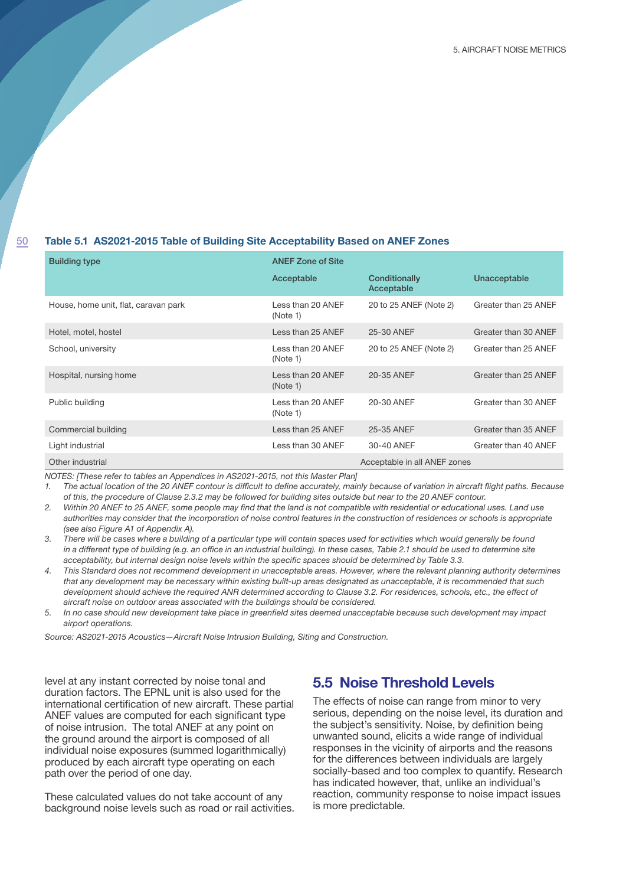**Table 5.1 AS2021-2015 Table of Building Site Acceptability Based on ANEF Zones**

| Building type | ANEF Zone of Site | | |
|---|---|---|---|
| | Acceptable | Conditionally Acceptable | Unacceptable |
| House, home unit, flat, caravan park | Less than 20 ANEF (Note 1) | 20 to 25 ANEF (Note 2) | Greater than 25 ANEF |
| Hotel, motel, hostel | Less than 25 ANEF | 25-30 ANEF | Greater than 30 ANEF |
| School, university | Less than 20 ANEF (Note 1) | 20 to 25 ANEF (Note 2) | Greater than 25 ANEF |
| Hospital, nursing home | Less than 20 ANEF (Note 1) | 20-35 ANEF | Greater than 25 ANEF |
| Public building | Less than 20 ANEF (Note 1) | 20-30 ANEF | Greater than 30 ANEF |
| Commercial building | Less than 25 ANEF | 25-35 ANEF | Greater than 35 ANEF |
| Light industrial | Less than 30 ANEF | 30-40 ANEF | Greater than 40 ANEF |
| Other industrial | Acceptable in all ANEF zones | | |

*NOTES: [These refer to tables an Appendices in AS2021-2015, not this Master Plan]*

1. *The actual location of the 20 ANEF contour is difficult to define accurately, mainly because of variation in aircraft flight paths. Because of this, the procedure of Clause 2.3.2 may be followed for building sites outside but near to the 20 ANEF contour.*
2. *Within 20 ANEF to 25 ANEF, some people may find that the land is not compatible with residential or educational uses. Land use authorities may consider that the incorporation of noise control features in the construction of residences or schools is appropriate (see also Figure A1 of Appendix A).*
3. *There will be cases where a building of a particular type will contain spaces used for activities which would generally be found in a different type of building (e.g. an office in an industrial building). In these cases, Table 2.1 should be used to determine site acceptability, but internal design noise levels within the specific spaces should be determined by Table 3.3.*
4. *This Standard does not recommend development in unacceptable areas. However, where the relevant planning authority determines that any development may be necessary within existing built-up areas designated as unacceptable, it is recommended that such development should achieve the required ANR determined according to Clause 3.2. For residences, schools, etc., the effect of aircraft noise on outdoor areas associated with the buildings should be considered.*
5. *In no case should new development take place in greenfield sites deemed unacceptable because such development may impact airport operations.*

*Source: AS2021-2015 Acoustics—Aircraft Noise Intrusion Building, Siting and Construction.*

level at any instant corrected by noise tonal and duration factors. The EPNL unit is also used for the international certification of new aircraft. These partial ANEF values are computed for each significant type of noise intrusion. The total ANEF at any point on the ground around the airport is composed of all individual noise exposures (summed logarithmically) produced by each aircraft type operating on each path over the period of one day.

These calculated values do not take account of any background noise levels such as road or rail activities.

## 5.5 Noise Threshold Levels

The effects of noise can range from minor to very serious, depending on the noise level, its duration and the subject's sensitivity. Noise, by definition being unwanted sound, elicits a wide range of individual responses in the vicinity of airports and the reasons for the differences between individuals are largely socially-based and too complex to quantify. Research has indicated however, that, unlike an individual's reaction, community response to noise impact issues is more predictable.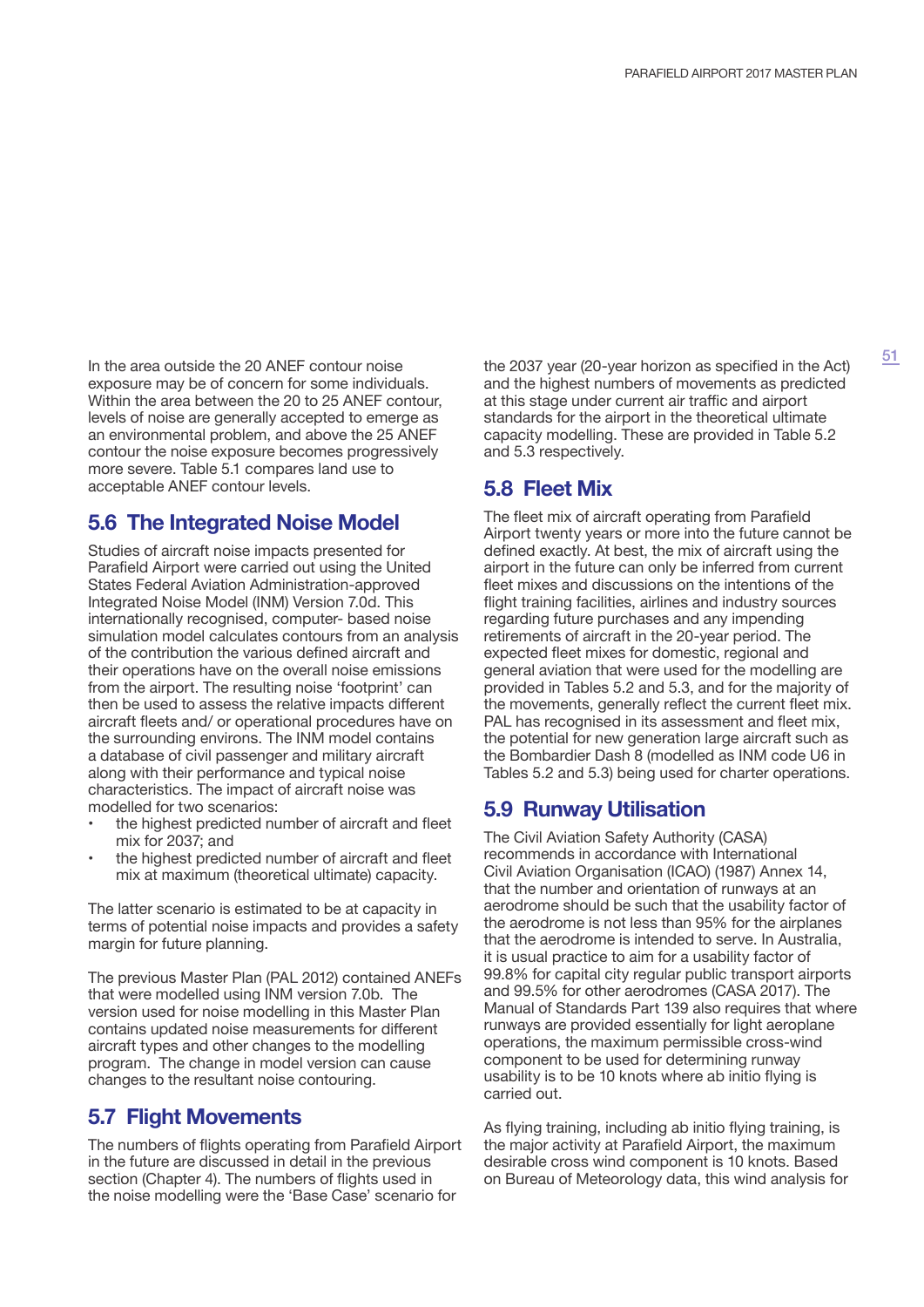In the area outside the 20 ANEF contour noise exposure may be of concern for some individuals. Within the area between the 20 to 25 ANEF contour, levels of noise are generally accepted to emerge as an environmental problem, and above the 25 ANEF contour the noise exposure becomes progressively more severe. Table 5.1 compares land use to acceptable ANEF contour levels.

## 5.6 The Integrated Noise Model

Studies of aircraft noise impacts presented for Parafield Airport were carried out using the United States Federal Aviation Administration-approved Integrated Noise Model (INM) Version 7.0d. This internationally recognised, computer- based noise simulation model calculates contours from an analysis of the contribution the various defined aircraft and their operations have on the overall noise emissions from the airport. The resulting noise 'footprint' can then be used to assess the relative impacts different aircraft fleets and/ or operational procedures have on the surrounding environs. The INM model contains a database of civil passenger and military aircraft along with their performance and typical noise characteristics. The impact of aircraft noise was modelled for two scenarios:

- the highest predicted number of aircraft and fleet mix for 2037; and
- the highest predicted number of aircraft and fleet mix at maximum (theoretical ultimate) capacity.

The latter scenario is estimated to be at capacity in terms of potential noise impacts and provides a safety margin for future planning.

The previous Master Plan (PAL 2012) contained ANEFs that were modelled using INM version 7.0b. The version used for noise modelling in this Master Plan contains updated noise measurements for different aircraft types and other changes to the modelling program. The change in model version can cause changes to the resultant noise contouring.

## 5.7 Flight Movements

The numbers of flights operating from Parafield Airport in the future are discussed in detail in the previous section (Chapter 4). The numbers of flights used in the noise modelling were the 'Base Case' scenario for the 2037 year (20-year horizon as specified in the Act) and the highest numbers of movements as predicted at this stage under current air traffic and airport standards for the airport in the theoretical ultimate capacity modelling. These are provided in Table 5.2 and 5.3 respectively.

## 5.8 Fleet Mix

The fleet mix of aircraft operating from Parafield Airport twenty years or more into the future cannot be defined exactly. At best, the mix of aircraft using the airport in the future can only be inferred from current fleet mixes and discussions on the intentions of the flight training facilities, airlines and industry sources regarding future purchases and any impending retirements of aircraft in the 20-year period. The expected fleet mixes for domestic, regional and general aviation that were used for the modelling are provided in Tables 5.2 and 5.3, and for the majority of the movements, generally reflect the current fleet mix. PAL has recognised in its assessment and fleet mix, the potential for new generation large aircraft such as the Bombardier Dash 8 (modelled as INM code U6 in Tables 5.2 and 5.3) being used for charter operations.

## 5.9 Runway Utilisation

The Civil Aviation Safety Authority (CASA) recommends in accordance with International Civil Aviation Organisation (ICAO) (1987) Annex 14, that the number and orientation of runways at an aerodrome should be such that the usability factor of the aerodrome is not less than 95% for the airplanes that the aerodrome is intended to serve. In Australia, it is usual practice to aim for a usability factor of 99.8% for capital city regular public transport airports and 99.5% for other aerodromes (CASA 2017). The Manual of Standards Part 139 also requires that where runways are provided essentially for light aeroplane operations, the maximum permissible cross-wind component to be used for determining runway usability is to be 10 knots where ab initio flying is carried out.

As flying training, including ab initio flying training, is the major activity at Parafield Airport, the maximum desirable cross wind component is 10 knots. Based on Bureau of Meteorology data, this wind analysis for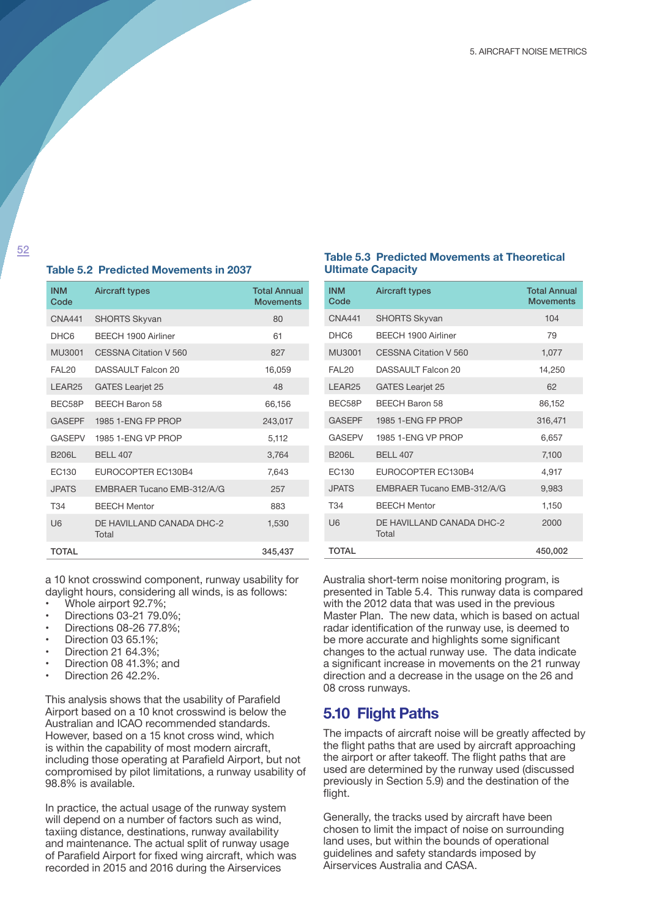### Table 5.2 Predicted Movements in 2037

| INM Code | Aircraft types | Total Annual Movements |
|---|---|---|
| CNA441 | SHORTS Skyvan | 80 |
| DHC6 | BEECH 1900 Airliner | 61 |
| MU3001 | CESSNA Citation V 560 | 827 |
| FAL20 | DASSAULT Falcon 20 | 16,059 |
| LEAR25 | GATES Learjet 25 | 48 |
| BEC58P | BEECH Baron 58 | 66,156 |
| GASEPF | 1985 1-ENG FP PROP | 243,017 |
| GASEPV | 1985 1-ENG VP PROP | 5,112 |
| B206L | BELL 407 | 3,764 |
| EC130 | EUROCOPTER EC130B4 | 7,643 |
| JPATS | EMBRAER Tucano EMB-312/A/G | 257 |
| T34 | BEECH Mentor | 883 |
| U6 | DE HAVILLAND CANADA DHC-2 Total | 1,530 |
| TOTAL | | 345,437 |

### Table 5.3 Predicted Movements at Theoretical Ultimate Capacity

| INM Code | Aircraft types | Total Annual Movements |
|---|---|---|
| CNA441 | SHORTS Skyvan | 104 |
| DHC6 | BEECH 1900 Airliner | 79 |
| MU3001 | CESSNA Citation V 560 | 1,077 |
| FAL20 | DASSAULT Falcon 20 | 14,250 |
| LEAR25 | GATES Learjet 25 | 62 |
| BEC58P | BEECH Baron 58 | 86,152 |
| GASEPF | 1985 1-ENG FP PROP | 316,471 |
| GASEPV | 1985 1-ENG VP PROP | 6,657 |
| B206L | BELL 407 | 7,100 |
| EC130 | EUROCOPTER EC130B4 | 4,917 |
| JPATS | EMBRAER Tucano EMB-312/A/G | 9,983 |
| T34 | BEECH Mentor | 1,150 |
| U6 | DE HAVILLAND CANADA DHC-2 Total | 2000 |
| TOTAL | | 450,002 |

a 10 knot crosswind component, runway usability for daylight hours, considering all winds, is as follows:

- Whole airport 92.7%;
- Directions 03-21 79.0%;
- Directions 08-26 77.8%;
- Direction 03 65.1%;
- Direction 21 64.3%;
- Direction 08 41.3%; and
- Direction 26 42.2%.

This analysis shows that the usability of Parafield Airport based on a 10 knot crosswind is below the Australian and ICAO recommended standards. However, based on a 15 knot cross wind, which is within the capability of most modern aircraft, including those operating at Parafield Airport, but not compromised by pilot limitations, a runway usability of 98.8% is available.

In practice, the actual usage of the runway system will depend on a number of factors such as wind, taxiing distance, destinations, runway availability and maintenance. The actual split of runway usage of Parafield Airport for fixed wing aircraft, which was recorded in 2015 and 2016 during the Airservices Australia short-term noise monitoring program, is presented in Table 5.4. This runway data is compared with the 2012 data that was used in the previous Master Plan. The new data, which is based on actual radar identification of the runway use, is deemed to be more accurate and highlights some significant changes to the actual runway use. The data indicate a significant increase in movements on the 21 runway direction and a decrease in the usage on the 26 and 08 cross runways.

## 5.10 Flight Paths

The impacts of aircraft noise will be greatly affected by the flight paths that are used by aircraft approaching the airport or after takeoff. The flight paths that are used are determined by the runway used (discussed previously in Section 5.9) and the destination of the flight.

Generally, the tracks used by aircraft have been chosen to limit the impact of noise on surrounding land uses, but within the bounds of operational guidelines and safety standards imposed by Airservices Australia and CASA.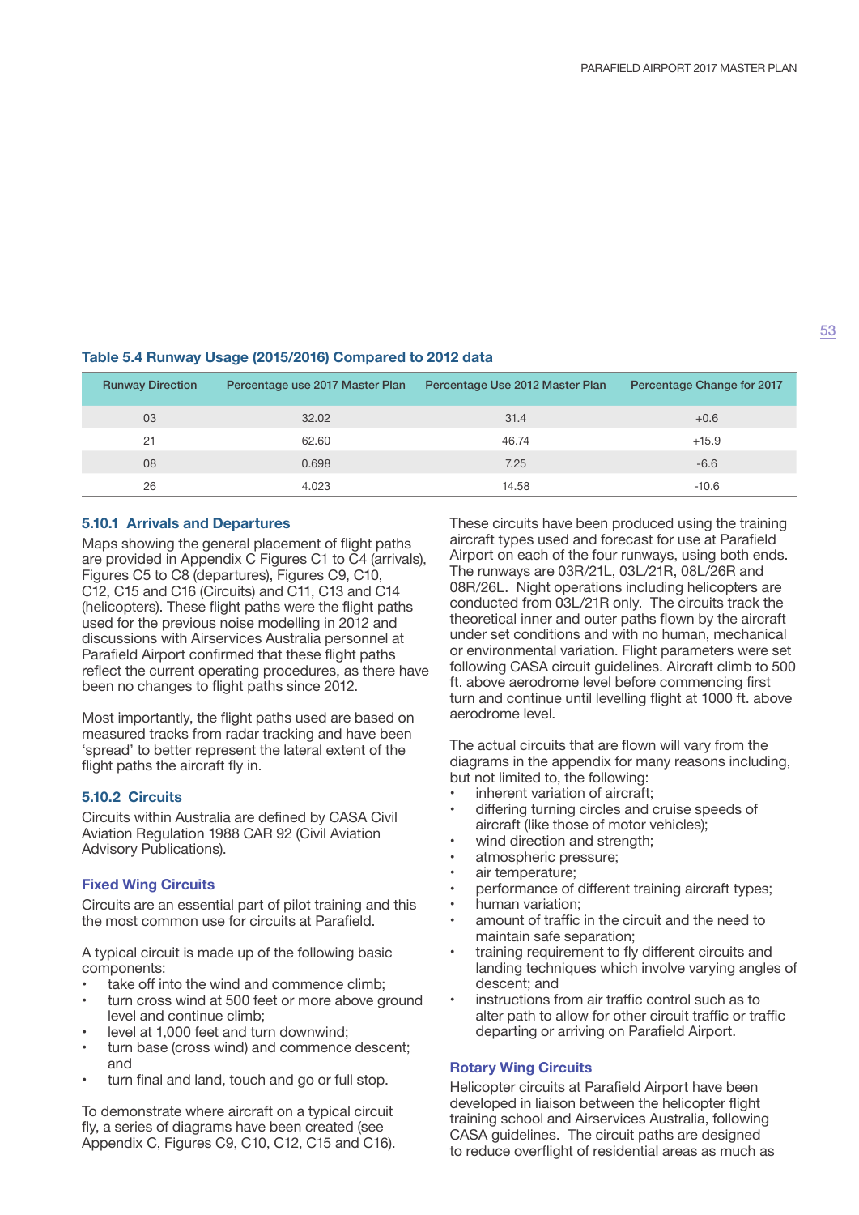**Table 5.4 Runway Usage (2015/2016) Compared to 2012 data**

| Runway Direction | Percentage use 2017 Master Plan | Percentage Use 2012 Master Plan | Percentage Change for 2017 |
|---|---|---|---|
| 03 | 32.02 | 31.4 | +0.6 |
| 21 | 62.60 | 46.74 | +15.9 |
| 08 | 0.698 | 7.25 | -6.6 |
| 26 | 4.023 | 14.58 | -10.6 |

### 5.10.1 Arrivals and Departures

Maps showing the general placement of flight paths are provided in Appendix C Figures C1 to C4 (arrivals), Figures C5 to C8 (departures), Figures C9, C10, C12, C15 and C16 (Circuits) and C11, C13 and C14 (helicopters). These flight paths were the flight paths used for the previous noise modelling in 2012 and discussions with Airservices Australia personnel at Parafield Airport confirmed that these flight paths reflect the current operating procedures, as there have been no changes to flight paths since 2012.

Most importantly, the flight paths used are based on measured tracks from radar tracking and have been 'spread' to better represent the lateral extent of the flight paths the aircraft fly in.

### 5.10.2 Circuits

Circuits within Australia are defined by CASA Civil Aviation Regulation 1988 CAR 92 (Civil Aviation Advisory Publications).

#### Fixed Wing Circuits

Circuits are an essential part of pilot training and this the most common use for circuits at Parafield.

A typical circuit is made up of the following basic components:

- take off into the wind and commence climb;
- turn cross wind at 500 feet or more above ground level and continue climb;
- level at 1,000 feet and turn downwind;
- turn base (cross wind) and commence descent; and
- turn final and land, touch and go or full stop.

To demonstrate where aircraft on a typical circuit fly, a series of diagrams have been created (see Appendix C, Figures C9, C10, C12, C15 and C16).

These circuits have been produced using the training aircraft types used and forecast for use at Parafield Airport on each of the four runways, using both ends. The runways are 03R/21L, 03L/21R, 08L/26R and 08R/26L. Night operations including helicopters are conducted from 03L/21R only. The circuits track the theoretical inner and outer paths flown by the aircraft under set conditions and with no human, mechanical or environmental variation. Flight parameters were set following CASA circuit guidelines. Aircraft climb to 500 ft. above aerodrome level before commencing first turn and continue until levelling flight at 1000 ft. above aerodrome level.

The actual circuits that are flown will vary from the diagrams in the appendix for many reasons including, but not limited to, the following:

- inherent variation of aircraft;
- differing turning circles and cruise speeds of aircraft (like those of motor vehicles);
- wind direction and strength;
- atmospheric pressure;
- air temperature;
- performance of different training aircraft types;
- human variation;
- amount of traffic in the circuit and the need to maintain safe separation;
- training requirement to fly different circuits and landing techniques which involve varying angles of descent; and
- instructions from air traffic control such as to alter path to allow for other circuit traffic or traffic departing or arriving on Parafield Airport.

#### Rotary Wing Circuits

Helicopter circuits at Parafield Airport have been developed in liaison between the helicopter flight training school and Airservices Australia, following CASA guidelines. The circuit paths are designed to reduce overflight of residential areas as much as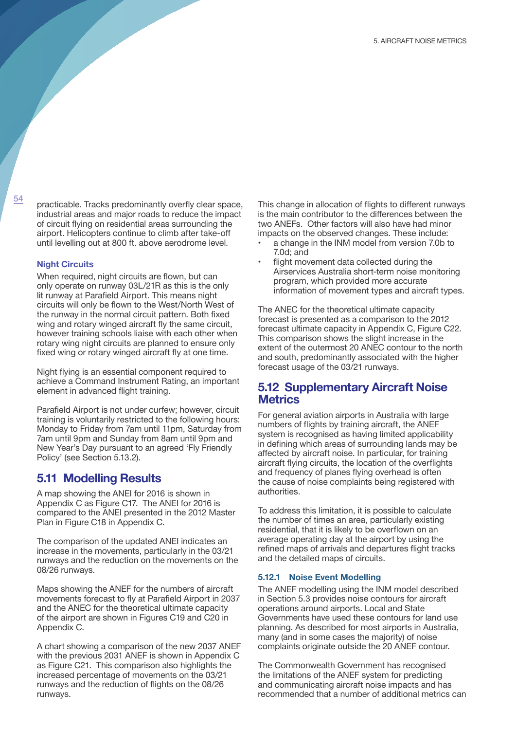practicable. Tracks predominantly overfly clear space, industrial areas and major roads to reduce the impact of circuit flying on residential areas surrounding the airport. Helicopters continue to climb after take-off until levelling out at 800 ft. above aerodrome level.

#### Night Circuits

When required, night circuits are flown, but can only operate on runway 03L/21R as this is the only lit runway at Parafield Airport. This means night circuits will only be flown to the West/North West of the runway in the normal circuit pattern. Both fixed wing and rotary winged aircraft fly the same circuit, however training schools liaise with each other when rotary wing night circuits are planned to ensure only fixed wing or rotary winged aircraft fly at one time.

Night flying is an essential component required to achieve a Command Instrument Rating, an important element in advanced flight training.

Parafield Airport is not under curfew; however, circuit training is voluntarily restricted to the following hours: Monday to Friday from 7am until 11pm, Saturday from 7am until 9pm and Sunday from 8am until 9pm and New Year's Day pursuant to an agreed 'Fly Friendly Policy' (see Section 5.13.2).

## 5.11 Modelling Results

A map showing the ANEI for 2016 is shown in Appendix C as Figure C17. The ANEI for 2016 is compared to the ANEI presented in the 2012 Master Plan in Figure C18 in Appendix C.

The comparison of the updated ANEI indicates an increase in the movements, particularly in the 03/21 runways and the reduction on the movements on the 08/26 runways.

Maps showing the ANEF for the numbers of aircraft movements forecast to fly at Parafield Airport in 2037 and the ANEC for the theoretical ultimate capacity of the airport are shown in Figures C19 and C20 in Appendix C.

A chart showing a comparison of the new 2037 ANEF with the previous 2031 ANEF is shown in Appendix C as Figure C21. This comparison also highlights the increased percentage of movements on the 03/21 runways and the reduction of flights on the 08/26 runways.

This change in allocation of flights to different runways is the main contributor to the differences between the two ANEFs. Other factors will also have had minor impacts on the observed changes. These include:

- a change in the INM model from version 7.0b to 7.0d; and
- flight movement data collected during the Airservices Australia short-term noise monitoring program, which provided more accurate information of movement types and aircraft types.

The ANEC for the theoretical ultimate capacity forecast is presented as a comparison to the 2012 forecast ultimate capacity in Appendix C, Figure C22. This comparison shows the slight increase in the extent of the outermost 20 ANEC contour to the north and south, predominantly associated with the higher forecast usage of the 03/21 runways.

## 5.12 Supplementary Aircraft Noise Metrics

For general aviation airports in Australia with large numbers of flights by training aircraft, the ANEF system is recognised as having limited applicability in defining which areas of surrounding lands may be affected by aircraft noise. In particular, for training aircraft flying circuits, the location of the overflights and frequency of planes flying overhead is often the cause of noise complaints being registered with authorities.

To address this limitation, it is possible to calculate the number of times an area, particularly existing residential, that it is likely to be overflown on an average operating day at the airport by using the refined maps of arrivals and departures flight tracks and the detailed maps of circuits.

### 5.12.1 Noise Event Modelling

The ANEF modelling using the INM model described in Section 5.3 provides noise contours for aircraft operations around airports. Local and State Governments have used these contours for land use planning. As described for most airports in Australia, many (and in some cases the majority) of noise complaints originate outside the 20 ANEF contour.

The Commonwealth Government has recognised the limitations of the ANEF system for predicting and communicating aircraft noise impacts and has recommended that a number of additional metrics can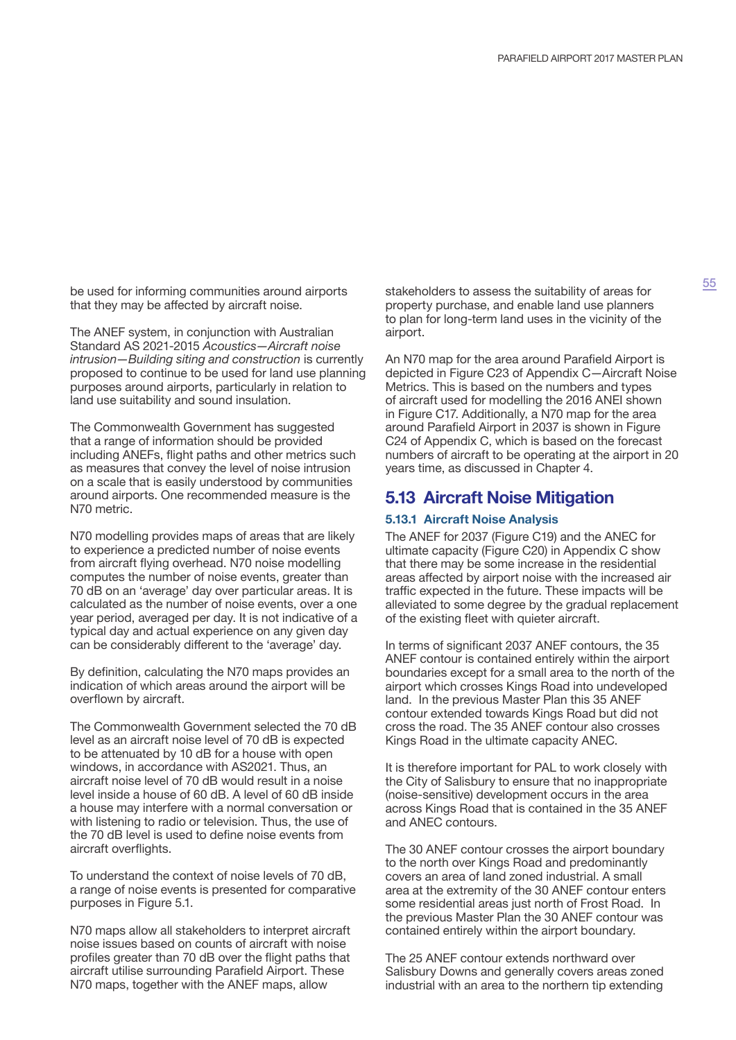be used for informing communities around airports that they may be affected by aircraft noise.

The ANEF system, in conjunction with Australian Standard AS 2021-2015 *Acoustics—Aircraft noise intrusion—Building siting and construction* is currently proposed to continue to be used for land use planning purposes around airports, particularly in relation to land use suitability and sound insulation.

The Commonwealth Government has suggested that a range of information should be provided including ANEFs, flight paths and other metrics such as measures that convey the level of noise intrusion on a scale that is easily understood by communities around airports. One recommended measure is the N70 metric.

N70 modelling provides maps of areas that are likely to experience a predicted number of noise events from aircraft flying overhead. N70 noise modelling computes the number of noise events, greater than 70 dB on an 'average' day over particular areas. It is calculated as the number of noise events, over a one year period, averaged per day. It is not indicative of a typical day and actual experience on any given day can be considerably different to the 'average' day.

By definition, calculating the N70 maps provides an indication of which areas around the airport will be overflown by aircraft.

The Commonwealth Government selected the 70 dB level as an aircraft noise level of 70 dB is expected to be attenuated by 10 dB for a house with open windows, in accordance with AS2021. Thus, an aircraft noise level of 70 dB would result in a noise level inside a house of 60 dB. A level of 60 dB inside a house may interfere with a normal conversation or with listening to radio or television. Thus, the use of the 70 dB level is used to define noise events from aircraft overflights.

To understand the context of noise levels of 70 dB, a range of noise events is presented for comparative purposes in Figure 5.1.

N70 maps allow all stakeholders to interpret aircraft noise issues based on counts of aircraft with noise profiles greater than 70 dB over the flight paths that aircraft utilise surrounding Parafield Airport. These N70 maps, together with the ANEF maps, allow stakeholders to assess the suitability of areas for property purchase, and enable land use planners to plan for long-term land uses in the vicinity of the airport.

An N70 map for the area around Parafield Airport is depicted in Figure C23 of Appendix C—Aircraft Noise Metrics. This is based on the numbers and types of aircraft used for modelling the 2016 ANEI shown in Figure C17. Additionally, a N70 map for the area around Parafield Airport in 2037 is shown in Figure C24 of Appendix C, which is based on the forecast numbers of aircraft to be operating at the airport in 20 years time, as discussed in Chapter 4.

## 5.13 Aircraft Noise Mitigation

### 5.13.1 Aircraft Noise Analysis

The ANEF for 2037 (Figure C19) and the ANEC for ultimate capacity (Figure C20) in Appendix C show that there may be some increase in the residential areas affected by airport noise with the increased air traffic expected in the future. These impacts will be alleviated to some degree by the gradual replacement of the existing fleet with quieter aircraft.

In terms of significant 2037 ANEF contours, the 35 ANEF contour is contained entirely within the airport boundaries except for a small area to the north of the airport which crosses Kings Road into undeveloped land. In the previous Master Plan this 35 ANEF contour extended towards Kings Road but did not cross the road. The 35 ANEF contour also crosses Kings Road in the ultimate capacity ANEC.

It is therefore important for PAL to work closely with the City of Salisbury to ensure that no inappropriate (noise-sensitive) development occurs in the area across Kings Road that is contained in the 35 ANEF and ANEC contours.

The 30 ANEF contour crosses the airport boundary to the north over Kings Road and predominantly covers an area of land zoned industrial. A small area at the extremity of the 30 ANEF contour enters some residential areas just north of Frost Road. In the previous Master Plan the 30 ANEF contour was contained entirely within the airport boundary.

The 25 ANEF contour extends northward over Salisbury Downs and generally covers areas zoned industrial with an area to the northern tip extending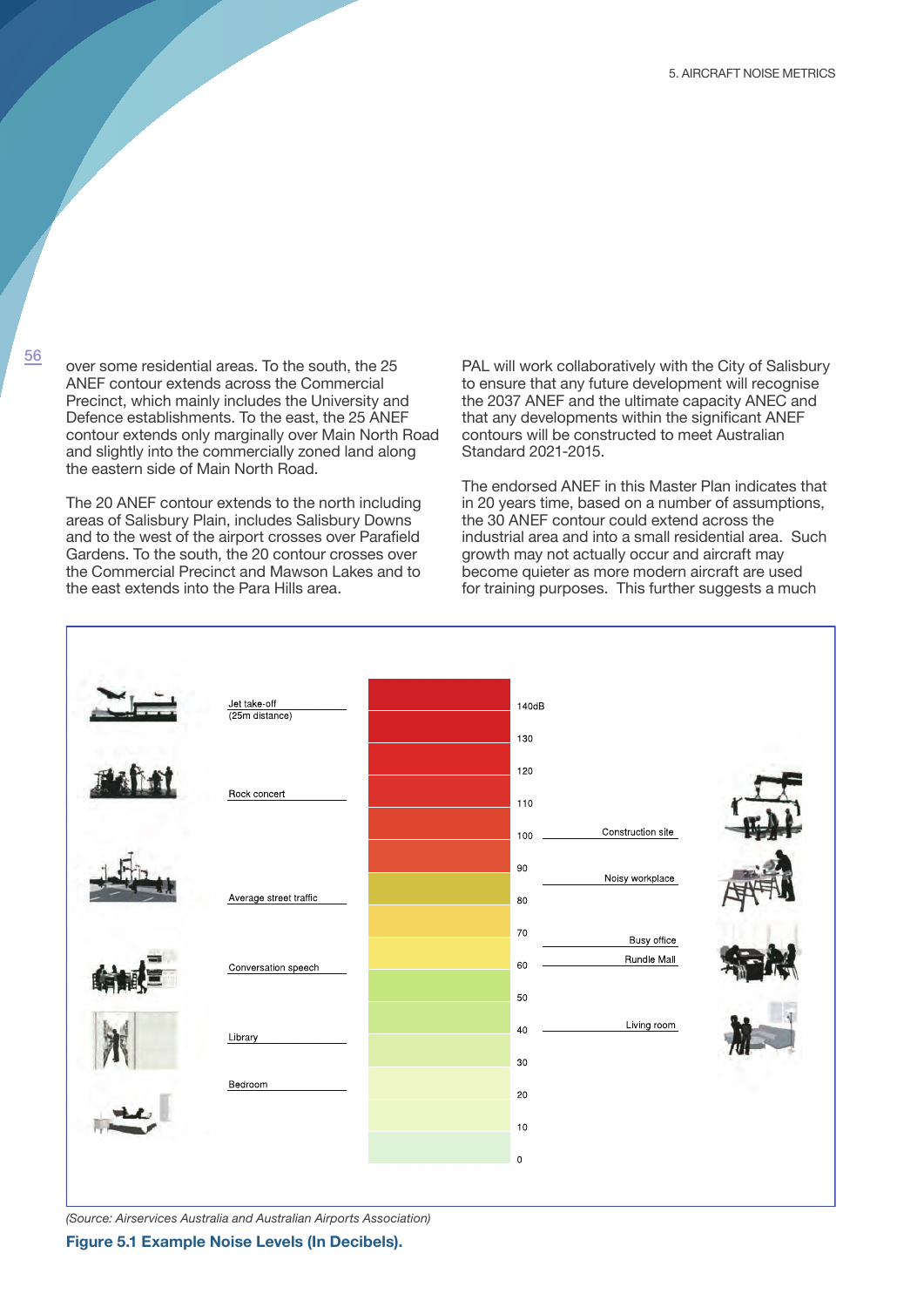over some residential areas. To the south, the 25 ANEF contour extends across the Commercial Precinct, which mainly includes the University and Defence establishments. To the east, the 25 ANEF contour extends only marginally over Main North Road and slightly into the commercially zoned land along the eastern side of Main North Road.

The 20 ANEF contour extends to the north including areas of Salisbury Plain, includes Salisbury Downs and to the west of the airport crosses over Parafield Gardens. To the south, the 20 contour crosses over the Commercial Precinct and Mawson Lakes and to the east extends into the Para Hills area.

PAL will work collaboratively with the City of Salisbury to ensure that any future development will recognise the 2037 ANEF and the ultimate capacity ANEC and that any developments within the significant ANEF contours will be constructed to meet Australian Standard 2021-2015.

The endorsed ANEF in this Master Plan indicates that in 20 years time, based on a number of assumptions, the 30 ANEF contour could extend across the industrial area and into a small residential area. Such growth may not actually occur and aircraft may become quieter as more modern aircraft are used for training purposes. This further suggests a much

| Example (left) | Level | Example (right) |
|---|---|---|
| Jet take-off (25m distance) | 140dB | |
| | 130 | |
| Rock concert | 120 | |
| | 110 | |
| | 100 | Construction site |
| | 90 | Noisy workplace |
| Average street traffic | 80 | |
| | 70 | Busy office |
| Conversation speech | 60 | Rundle Mall |
| | 50 | |
| Library | 40 | Living room |
| | 30 | |
| Bedroom | 20 | |
| | 10 | |
| | 0 | |

*(Source: Airservices Australia and Australian Airports Association)*

**Figure 5.1 Example Noise Levels (In Decibels).**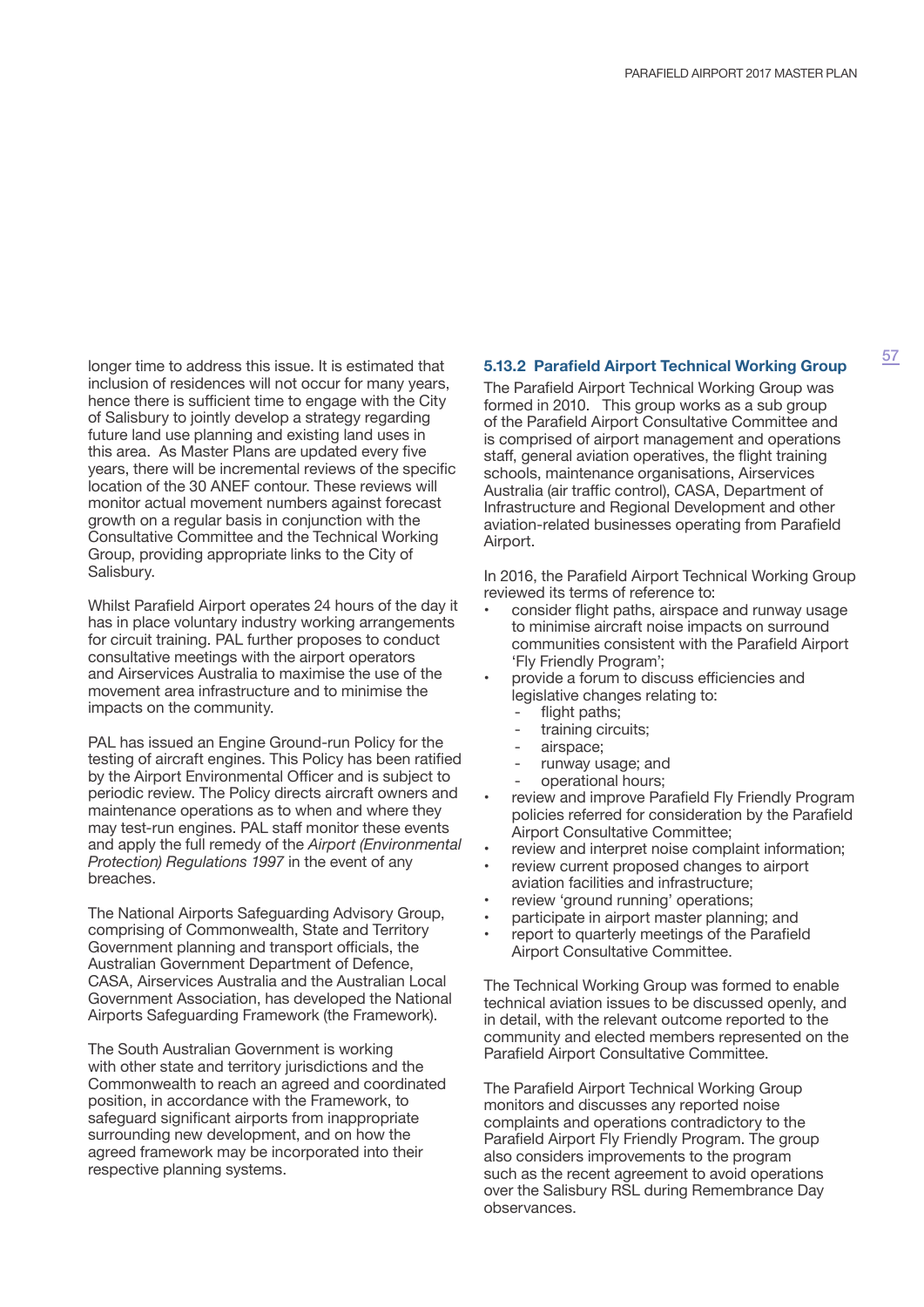longer time to address this issue. It is estimated that inclusion of residences will not occur for many years, hence there is sufficient time to engage with the City of Salisbury to jointly develop a strategy regarding future land use planning and existing land uses in this area. As Master Plans are updated every five years, there will be incremental reviews of the specific location of the 30 ANEF contour. These reviews will monitor actual movement numbers against forecast growth on a regular basis in conjunction with the Consultative Committee and the Technical Working Group, providing appropriate links to the City of Salisbury.

Whilst Parafield Airport operates 24 hours of the day it has in place voluntary industry working arrangements for circuit training. PAL further proposes to conduct consultative meetings with the airport operators and Airservices Australia to maximise the use of the movement area infrastructure and to minimise the impacts on the community.

PAL has issued an Engine Ground-run Policy for the testing of aircraft engines. This Policy has been ratified by the Airport Environmental Officer and is subject to periodic review. The Policy directs aircraft owners and maintenance operations as to when and where they may test-run engines. PAL staff monitor these events and apply the full remedy of the *Airport (Environmental Protection) Regulations 1997* in the event of any breaches.

The National Airports Safeguarding Advisory Group, comprising of Commonwealth, State and Territory Government planning and transport officials, the Australian Government Department of Defence, CASA, Airservices Australia and the Australian Local Government Association, has developed the National Airports Safeguarding Framework (the Framework).

The South Australian Government is working with other state and territory jurisdictions and the Commonwealth to reach an agreed and coordinated position, in accordance with the Framework, to safeguard significant airports from inappropriate surrounding new development, and on how the agreed framework may be incorporated into their respective planning systems.

### 5.13.2 Parafield Airport Technical Working Group

The Parafield Airport Technical Working Group was formed in 2010. This group works as a sub group of the Parafield Airport Consultative Committee and is comprised of airport management and operations staff, general aviation operatives, the flight training schools, maintenance organisations, Airservices Australia (air traffic control), CASA, Department of Infrastructure and Regional Development and other aviation-related businesses operating from Parafield Airport.

In 2016, the Parafield Airport Technical Working Group reviewed its terms of reference to:

- consider flight paths, airspace and runway usage to minimise aircraft noise impacts on surround communities consistent with the Parafield Airport 'Fly Friendly Program';
- provide a forum to discuss efficiencies and legislative changes relating to:
  - flight paths;
  - training circuits;
  - airspace;
  - runway usage; and
  - operational hours;
- review and improve Parafield Fly Friendly Program policies referred for consideration by the Parafield Airport Consultative Committee;
- review and interpret noise complaint information;
- review current proposed changes to airport aviation facilities and infrastructure;
- review 'ground running' operations;
- participate in airport master planning; and
- report to quarterly meetings of the Parafield Airport Consultative Committee.

The Technical Working Group was formed to enable technical aviation issues to be discussed openly, and in detail, with the relevant outcome reported to the community and elected members represented on the Parafield Airport Consultative Committee.

The Parafield Airport Technical Working Group monitors and discusses any reported noise complaints and operations contradictory to the Parafield Airport Fly Friendly Program. The group also considers improvements to the program such as the recent agreement to avoid operations over the Salisbury RSL during Remembrance Day observances.